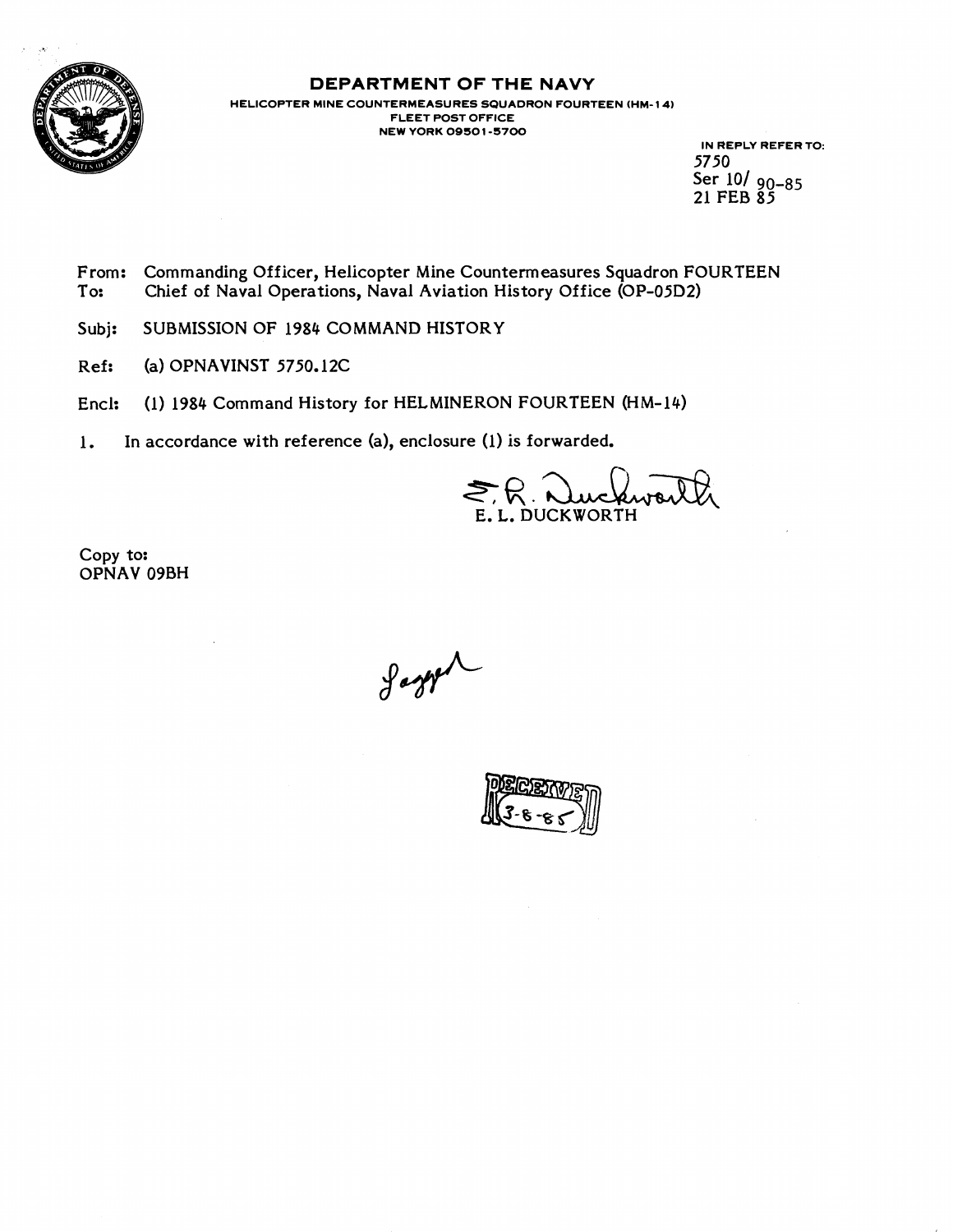# DEPARTMENT OF THE NAVY

**HELICOPTER MINE COUNTERMEASURES SQUADRON FOURTEEN (HM-14)**
**FLEET POST OFFICE**
**NEW YORK 09501-5700**

IN REPLY REFER TO:
5750
Ser 10/ 90-85
21 FEB 85

From: Commanding Officer, Helicopter Mine Countermeasures Squadron FOURTEEN
To: Chief of Naval Operations, Naval Aviation History Office (OP-05D2)

Subj: SUBMISSION OF 1984 COMMAND HISTORY

Ref: (a) OPNAVINST 5750.12C

Encl: (1) 1984 Command History for HELMINERON FOURTEEN (HM-14)

1. In accordance with reference (a), enclosure (1) is forwarded.

E. L. DUCKWORTH

Copy to:
OPNAV 09BH

RECEIVED
3-8-85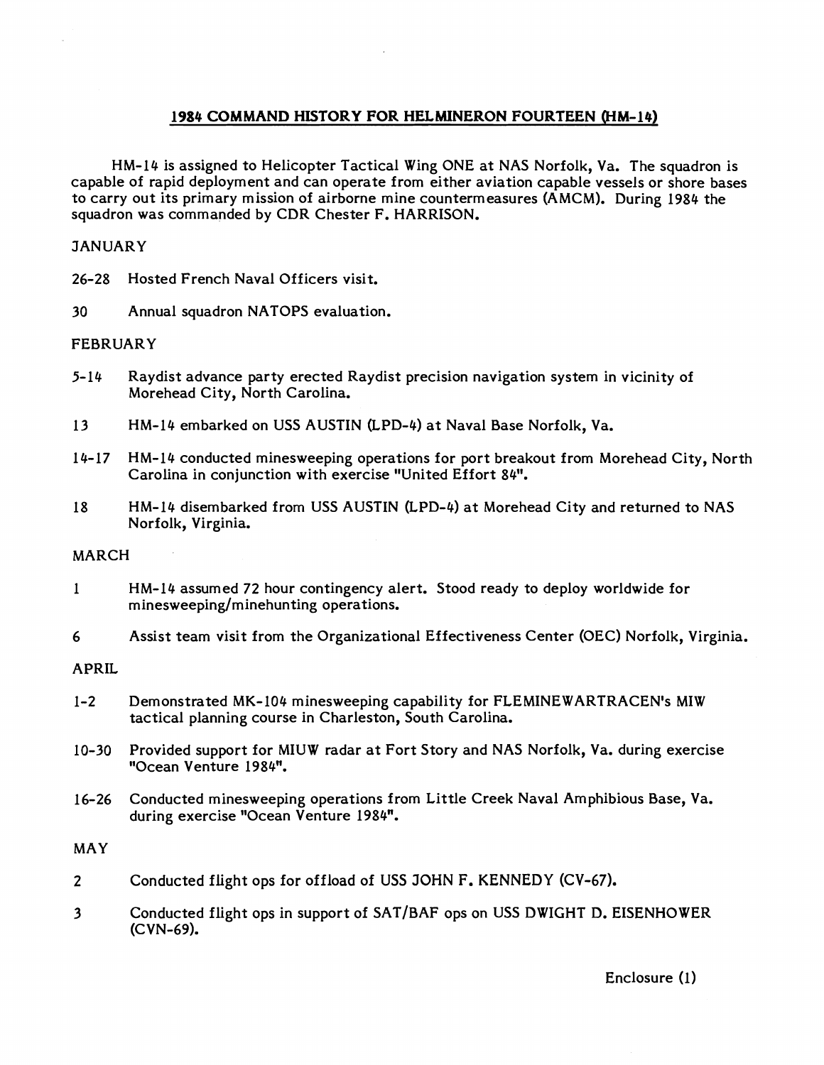# 1984 COMMAND HISTORY FOR HELMINERON FOURTEEN (HM-14)

HM-14 is assigned to Helicopter Tactical Wing ONE at NAS Norfolk, Va. The squadron is capable of rapid deployment and can operate from either aviation capable vessels or shore bases to carry out its primary mission of airborne mine countermeasures (AMCM). During 1984 the squadron was commanded by CDR Chester F. HARRISON.

## JANUARY

- 26-28 Hosted French Naval Officers visit.
- 30 Annual squadron NATOPS evaluation.

## FEBRUARY

- 5-14 Raydist advance party erected Raydist precision navigation system in vicinity of Morehead City, North Carolina.
- 13 HM-14 embarked on USS AUSTIN (LPD-4) at Naval Base Norfolk, Va.
- 14-17 HM-14 conducted minesweeping operations for port breakout from Morehead City, North Carolina in conjunction with exercise "United Effort 84".
- 18 HM-14 disembarked from USS AUSTIN (LPD-4) at Morehead City and returned to NAS Norfolk, Virginia.

## MARCH

- 1 HM-14 assumed 72 hour contingency alert. Stood ready to deploy worldwide for minesweeping/minehunting operations.
- 6 Assist team visit from the Organizational Effectiveness Center (OEC) Norfolk, Virginia.

## APRIL

- 1-2 Demonstrated MK-104 minesweeping capability for FLEMINEWARTRACEN's MIW tactical planning course in Charleston, South Carolina.
- 10-30 Provided support for MIUW radar at Fort Story and NAS Norfolk, Va. during exercise "Ocean Venture 1984".
- 16-26 Conducted minesweeping operations from Little Creek Naval Amphibious Base, Va. during exercise "Ocean Venture 1984".

## MAY

- 2 Conducted flight ops for offload of USS JOHN F. KENNEDY (CV-67).
- 3 Conducted flight ops in support of SAT/BAF ops on USS DWIGHT D. EISENHOWER (CVN-69).

Enclosure (1)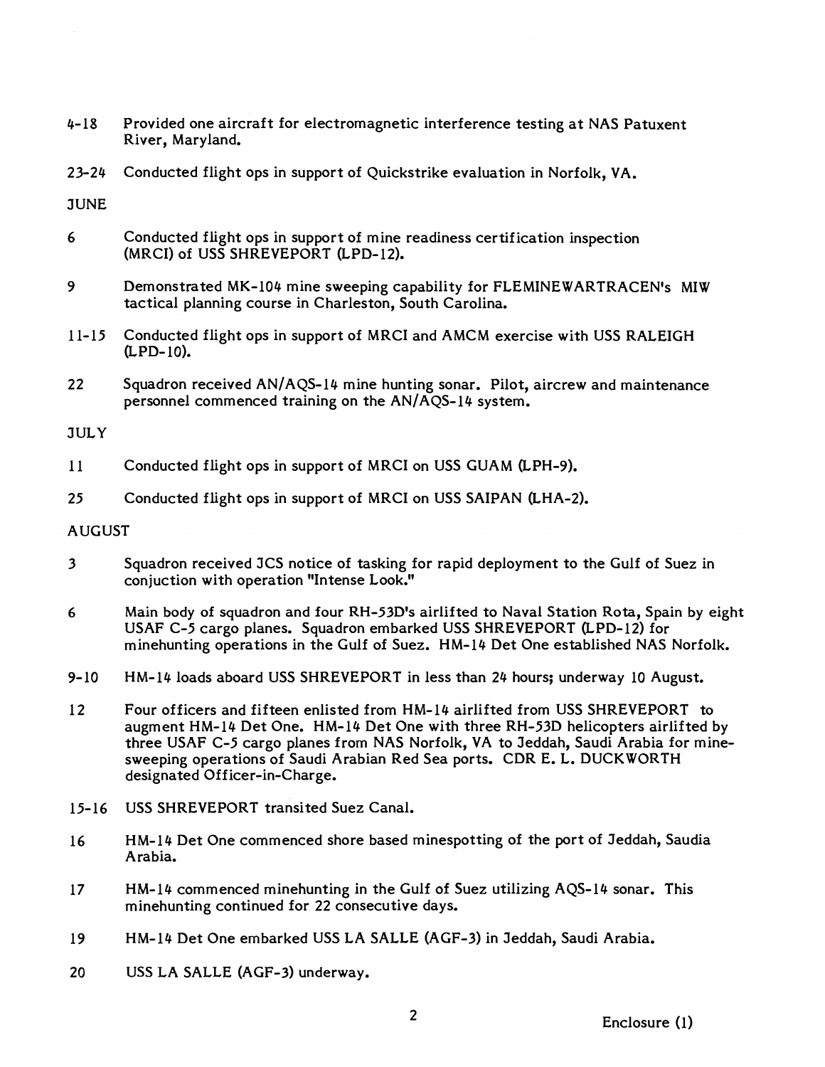4-18 Provided one aircraft for electromagnetic interference testing at NAS Patuxent River, Maryland.

23-24 Conducted flight ops in support of Quickstrike evaluation in Norfolk, VA.

JUNE

6 Conducted flight ops in support of mine readiness certification inspection (MRCI) of USS SHREVEPORT (LPD-12).

9 Demonstrated MK-104 mine sweeping capability for FLEMINEWARTRACEN's MIW tactical planning course in Charleston, South Carolina.

11-15 Conducted flight ops in support of MRCI and AMCM exercise with USS RALEIGH (LPD-10).

22 Squadron received AN/AQS-14 mine hunting sonar. Pilot, aircrew and maintenance personnel commenced training on the AN/AQS-14 system.

JULY

11 Conducted flight ops in support of MRCI on USS GUAM (LPH-9).

25 Conducted flight ops in support of MRCI on USS SAIPAN (LHA-2).

AUGUST

3 Squadron received JCS notice of tasking for rapid deployment to the Gulf of Suez in conjuction with operation "Intense Look."

6 Main body of squadron and four RH-53D's airlifted to Naval Station Rota, Spain by eight USAF C-5 cargo planes. Squadron embarked USS SHREVEPORT (LPD-12) for minehunting operations in the Gulf of Suez. HM-14 Det One established NAS Norfolk.

9-10 HM-14 loads aboard USS SHREVEPORT in less than 24 hours; underway 10 August.

12 Four officers and fifteen enlisted from HM-14 airlifted from USS SHREVEPORT to augment HM-14 Det One. HM-14 Det One with three RH-53D helicopters airlifted by three USAF C-5 cargo planes from NAS Norfolk, VA to Jeddah, Saudi Arabia for minesweeping operations of Saudi Arabian Red Sea ports. CDR E. L. DUCKWORTH designated Officer-in-Charge.

15-16 USS SHREVEPORT transited Suez Canal.

16 HM-14 Det One commenced shore based minespotting of the port of Jeddah, Saudia Arabia.

17 HM-14 commenced minehunting in the Gulf of Suez utilizing AQS-14 sonar. This minehunting continued for 22 consecutive days.

19 HM-14 Det One embarked USS LA SALLE (AGF-3) in Jeddah, Saudi Arabia.

20 USS LA SALLE (AGF-3) underway.

Enclosure (1)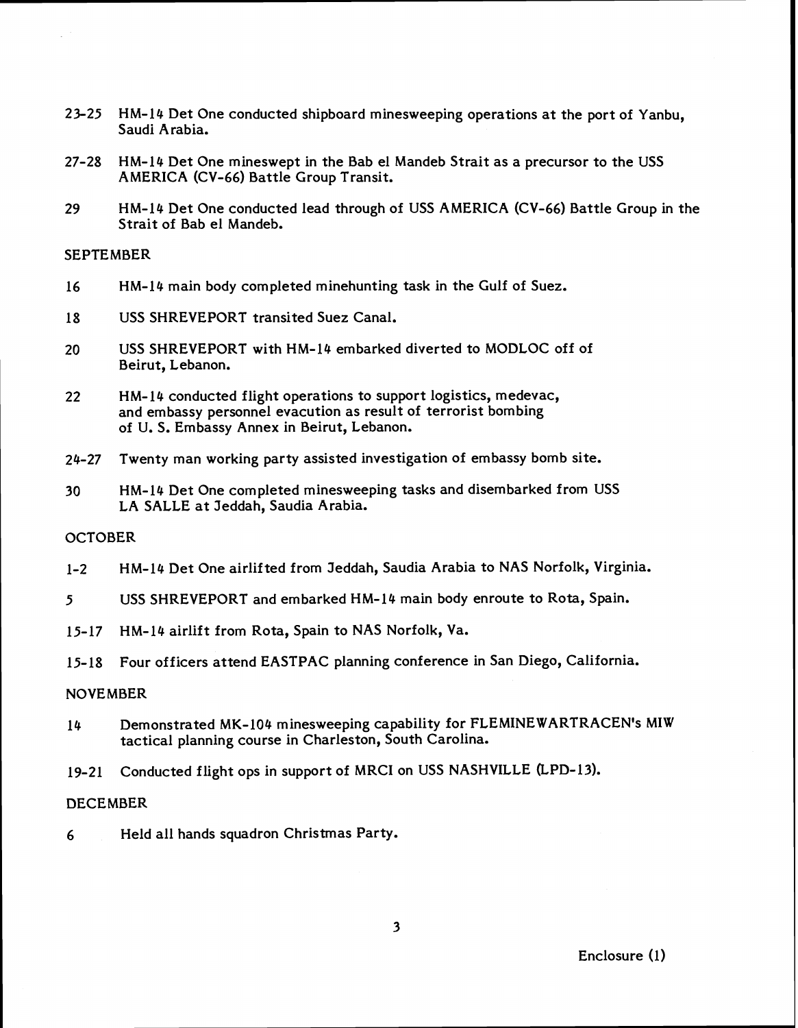23-25 HM-14 Det One conducted shipboard minesweeping operations at the port of Yanbu, Saudi Arabia.

27-28 HM-14 Det One mineswept in the Bab el Mandeb Strait as a precursor to the USS AMERICA (CV-66) Battle Group Transit.

29 HM-14 Det One conducted lead through of USS AMERICA (CV-66) Battle Group in the Strait of Bab el Mandeb.

SEPTEMBER

16 HM-14 main body completed minehunting task in the Gulf of Suez.

18 USS SHREVEPORT transited Suez Canal.

20 USS SHREVEPORT with HM-14 embarked diverted to MODLOC off of Beirut, Lebanon.

22 HM-14 conducted flight operations to support logistics, medevac, and embassy personnel evacution as result of terrorist bombing of U. S. Embassy Annex in Beirut, Lebanon.

24-27 Twenty man working party assisted investigation of embassy bomb site.

30 HM-14 Det One completed minesweeping tasks and disembarked from USS LA SALLE at Jeddah, Saudia Arabia.

OCTOBER

1-2 HM-14 Det One airlifted from Jeddah, Saudia Arabia to NAS Norfolk, Virginia.

5 USS SHREVEPORT and embarked HM-14 main body enroute to Rota, Spain.

15-17 HM-14 airlift from Rota, Spain to NAS Norfolk, Va.

15-18 Four officers attend EASTPAC planning conference in San Diego, California.

NOVEMBER

14 Demonstrated MK-104 minesweeping capability for FLEMINEWARTRACEN's MIW tactical planning course in Charleston, South Carolina.

19-21 Conducted flight ops in support of MRCI on USS NASHVILLE (LPD-13).

DECEMBER

6 Held all hands squadron Christmas Party.

Enclosure (1)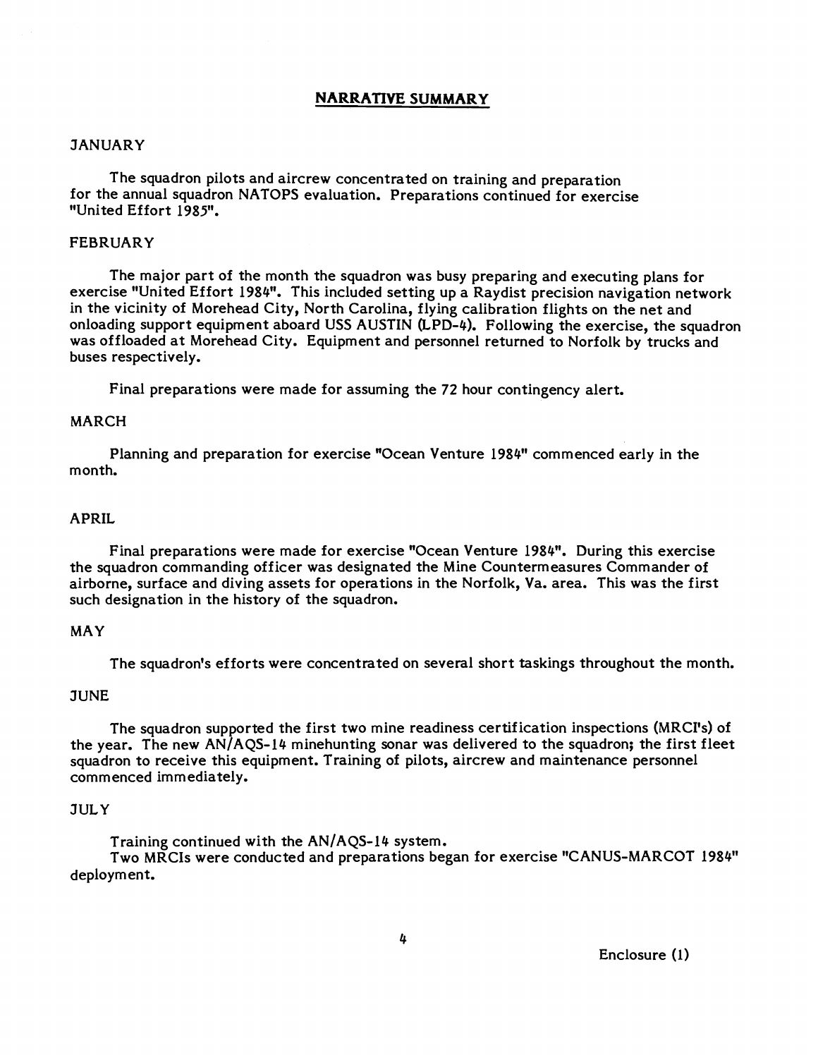## NARRATIVE SUMMARY

### JANUARY

The squadron pilots and aircrew concentrated on training and preparation for the annual squadron NATOPS evaluation. Preparations continued for exercise "United Effort 1985".

### FEBRUARY

The major part of the month the squadron was busy preparing and executing plans for exercise "United Effort 1984". This included setting up a Raydist precision navigation network in the vicinity of Morehead City, North Carolina, flying calibration flights on the net and onloading support equipment aboard USS AUSTIN (LPD-4). Following the exercise, the squadron was offloaded at Morehead City. Equipment and personnel returned to Norfolk by trucks and buses respectively.

Final preparations were made for assuming the 72 hour contingency alert.

### MARCH

Planning and preparation for exercise "Ocean Venture 1984" commenced early in the month.

### APRIL

Final preparations were made for exercise "Ocean Venture 1984". During this exercise the squadron commanding officer was designated the Mine Countermeasures Commander of airborne, surface and diving assets for operations in the Norfolk, Va. area. This was the first such designation in the history of the squadron.

### MAY

The squadron's efforts were concentrated on several short taskings throughout the month.

### JUNE

The squadron supported the first two mine readiness certification inspections (MRCI's) of the year. The new AN/AQS-14 minehunting sonar was delivered to the squadron; the first fleet squadron to receive this equipment. Training of pilots, aircrew and maintenance personnel commenced immediately.

### JULY

Training continued with the AN/AQS-14 system.

Two MRCIs were conducted and preparations began for exercise "CANUS-MARCOT 1984" deployment.

Enclosure (1)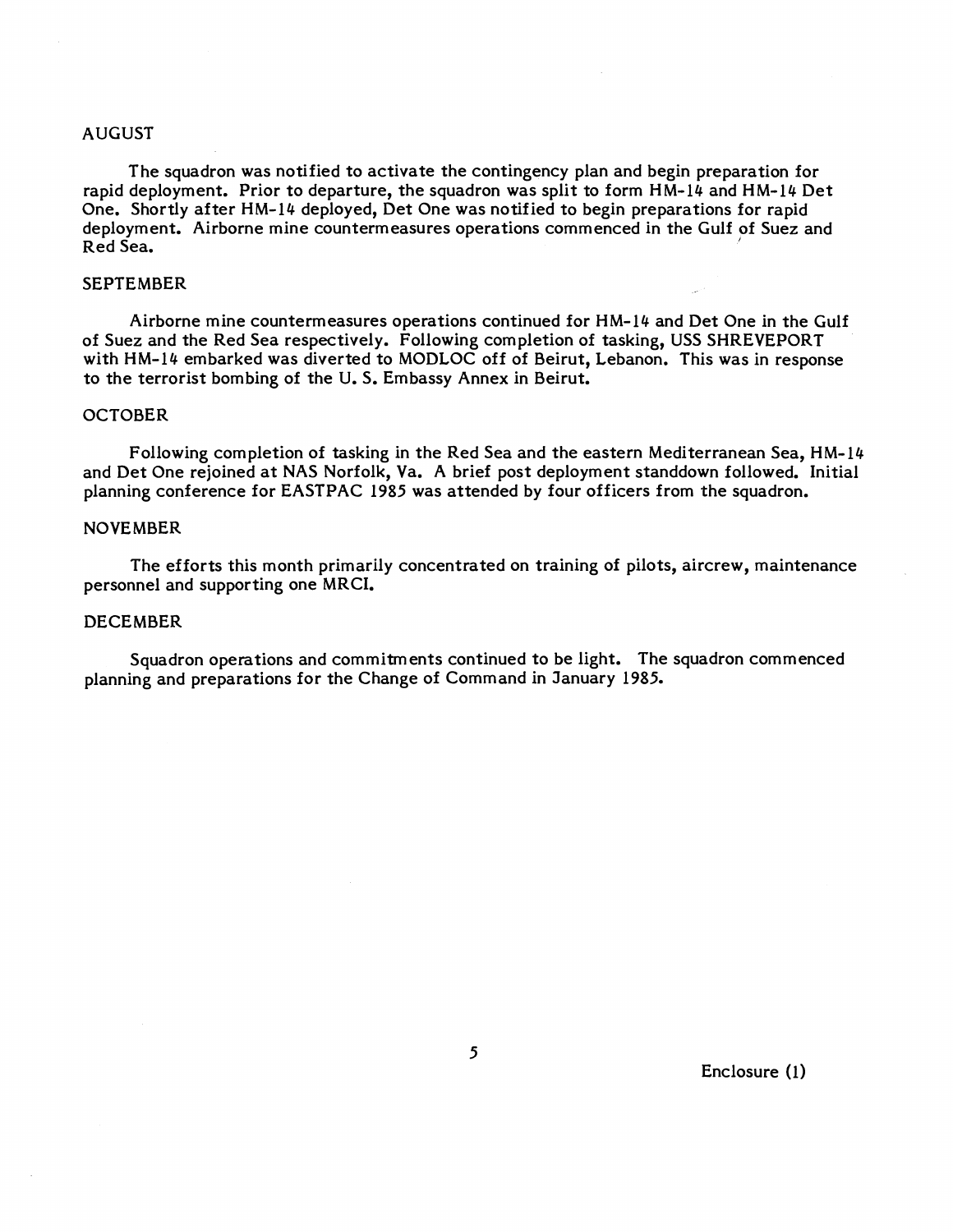## AUGUST

The squadron was notified to activate the contingency plan and begin preparation for rapid deployment. Prior to departure, the squadron was split to form HM-14 and HM-14 Det One. Shortly after HM-14 deployed, Det One was notified to begin preparations for rapid deployment. Airborne mine countermeasures operations commenced in the Gulf of Suez and Red Sea.

## SEPTEMBER

Airborne mine countermeasures operations continued for HM-14 and Det One in the Gulf of Suez and the Red Sea respectively. Following completion of tasking, USS SHREVEPORT with HM-14 embarked was diverted to MODLOC off of Beirut, Lebanon. This was in response to the terrorist bombing of the U. S. Embassy Annex in Beirut.

## OCTOBER

Following completion of tasking in the Red Sea and the eastern Mediterranean Sea, HM-14 and Det One rejoined at NAS Norfolk, Va. A brief post deployment standdown followed. Initial planning conference for EASTPAC 1985 was attended by four officers from the squadron.

## NOVEMBER

The efforts this month primarily concentrated on training of pilots, aircrew, maintenance personnel and supporting one MRCI.

## DECEMBER

Squadron operations and commitments continued to be light. The squadron commenced planning and preparations for the Change of Command in January 1985.

Enclosure (1)